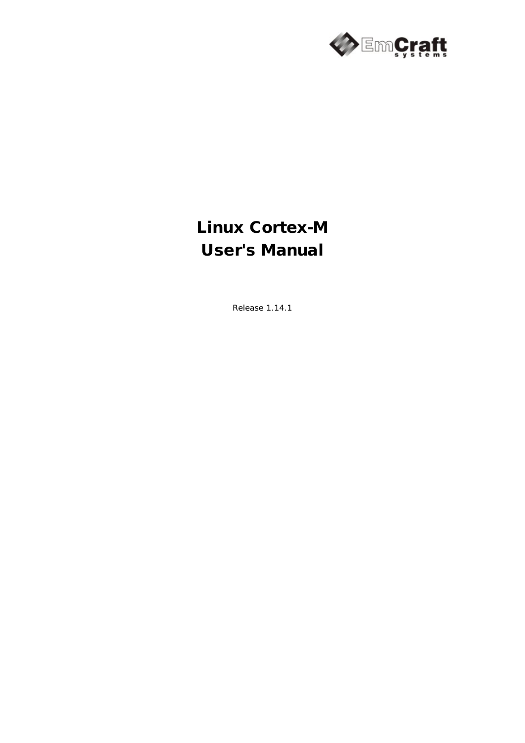# Linux Cortex-M User's Manual

Release 1.14.1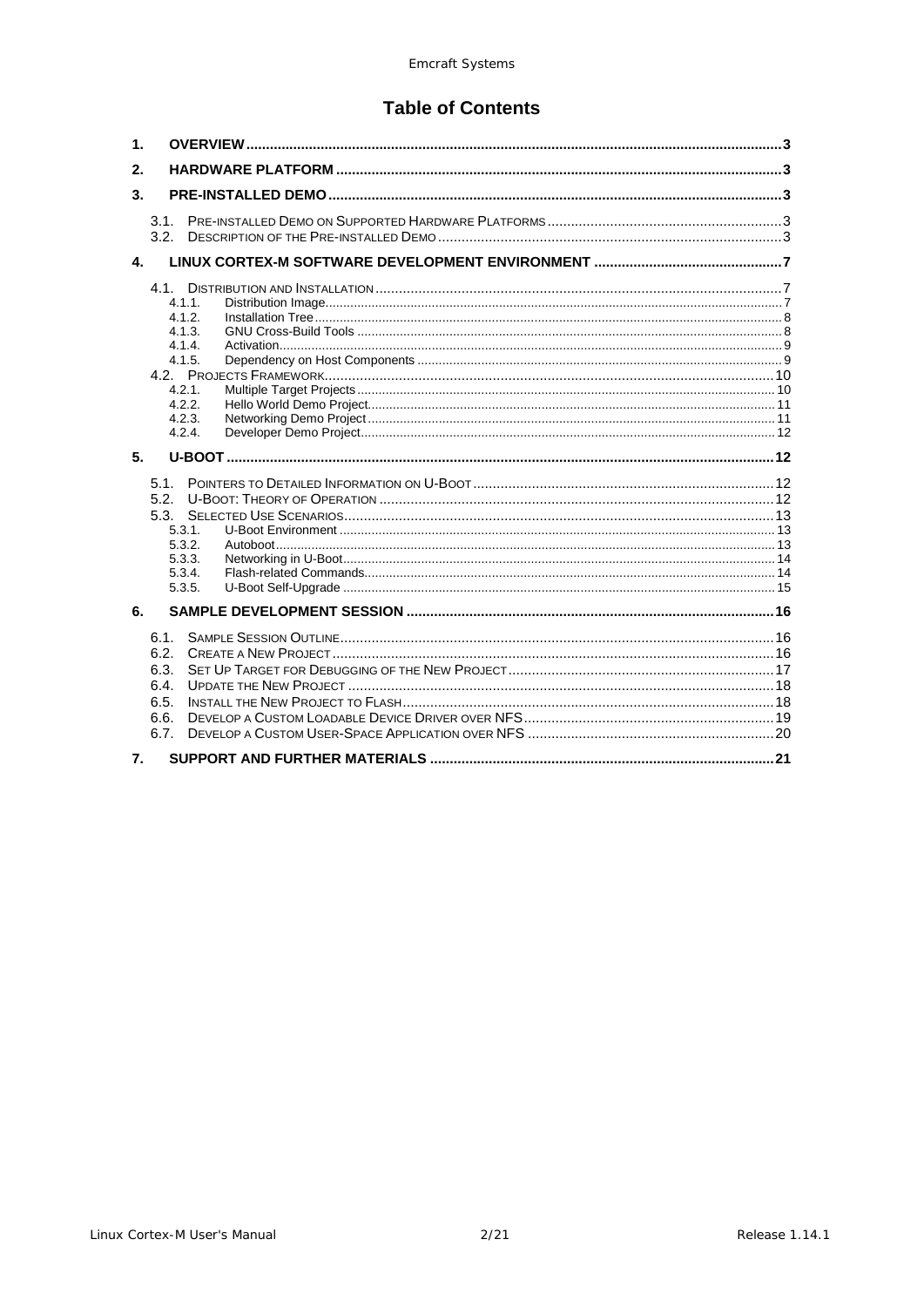# Table of Contents

1. OVERVIEW ..... 3
2. HARDWARE PLATFORM ..... 3
3. PRE-INSTALLED DEMO ..... 3
   - 3.1. Pre-installed Demo on Supported Hardware Platforms ..... 3
   - 3.2. Description of the Pre-installed Demo ..... 3
4. LINUX CORTEX-M SOFTWARE DEVELOPMENT ENVIRONMENT ..... 7
   - 4.1. Distribution and Installation ..... 7
     - 4.1.1. Distribution Image ..... 7
     - 4.1.2. Installation Tree ..... 8
     - 4.1.3. GNU Cross-Build Tools ..... 8
     - 4.1.4. Activation ..... 9
     - 4.1.5. Dependency on Host Components ..... 9
   - 4.2. Projects Framework ..... 10
     - 4.2.1. Multiple Target Projects ..... 10
     - 4.2.2. Hello World Demo Project ..... 11
     - 4.2.3. Networking Demo Project ..... 11
     - 4.2.4. Developer Demo Project ..... 12
5. U-BOOT ..... 12
   - 5.1. Pointers to Detailed Information on U-Boot ..... 12
   - 5.2. U-Boot: Theory of Operation ..... 12
   - 5.3. Selected Use Scenarios ..... 13
     - 5.3.1. U-Boot Environment ..... 13
     - 5.3.2. Autoboot ..... 13
     - 5.3.3. Networking in U-Boot ..... 14
     - 5.3.4. Flash-related Commands ..... 14
     - 5.3.5. U-Boot Self-Upgrade ..... 15
6. SAMPLE DEVELOPMENT SESSION ..... 16
   - 6.1. Sample Session Outline ..... 16
   - 6.2. Create a New Project ..... 16
   - 6.3. Set Up Target for Debugging of the New Project ..... 17
   - 6.4. Update the New Project ..... 18
   - 6.5. Install the New Project to Flash ..... 18
   - 6.6. Develop a Custom Loadable Device Driver over NFS ..... 19
   - 6.7. Develop a Custom User-Space Application over NFS ..... 20
7. SUPPORT AND FURTHER MATERIALS ..... 21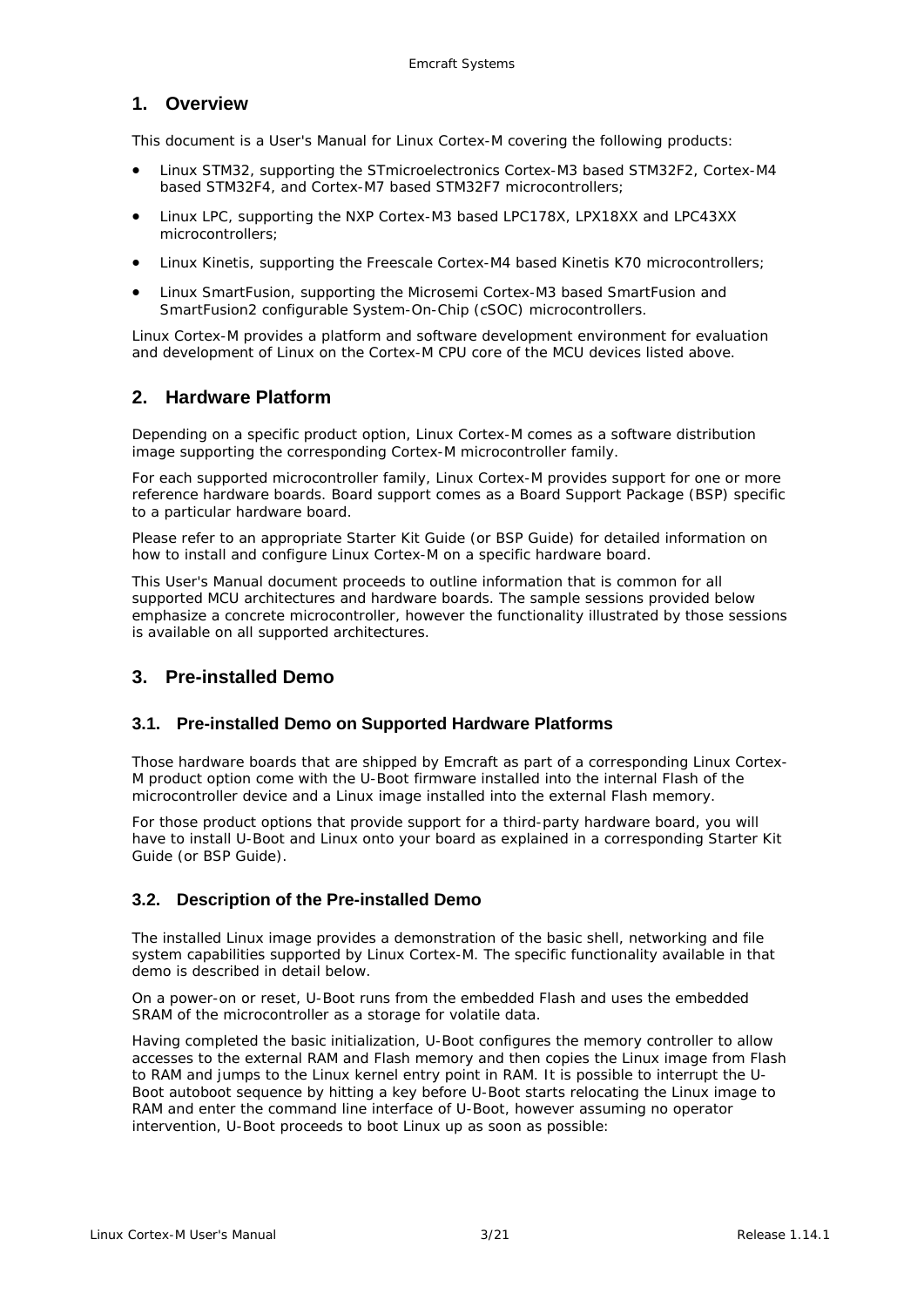# 1. Overview

This document is a User's Manual for Linux Cortex-M covering the following products:

- Linux STM32, supporting the STmicroelectronics Cortex-M3 based STM32F2, Cortex-M4 based STM32F4, and Cortex-M7 based STM32F7 microcontrollers;
- Linux LPC, supporting the NXP Cortex-M3 based LPC178X, LPX18XX and LPC43XX microcontrollers;
- Linux Kinetis, supporting the Freescale Cortex-M4 based Kinetis K70 microcontrollers;
- Linux SmartFusion, supporting the Microsemi Cortex-M3 based SmartFusion and SmartFusion2 configurable System-On-Chip (cSOC) microcontrollers.

Linux Cortex-M provides a platform and software development environment for evaluation and development of Linux on the Cortex-M CPU core of the MCU devices listed above.

# 2. Hardware Platform

Depending on a specific product option, Linux Cortex-M comes as a software distribution image supporting the corresponding Cortex-M microcontroller family.

For each supported microcontroller family, Linux Cortex-M provides support for one or more reference hardware boards. Board support comes as a Board Support Package (BSP) specific to a particular hardware board.

Please refer to an appropriate Starter Kit Guide (or BSP Guide) for detailed information on how to install and configure Linux Cortex-M on a specific hardware board.

This User's Manual document proceeds to outline information that is common for all supported MCU architectures and hardware boards. The sample sessions provided below emphasize a concrete microcontroller, however the functionality illustrated by those sessions is available on all supported architectures.

# 3. Pre-installed Demo

## 3.1. Pre-installed Demo on Supported Hardware Platforms

Those hardware boards that are shipped by Emcraft as part of a corresponding Linux Cortex-M product option come with the U-Boot firmware installed into the internal Flash of the microcontroller device and a Linux image installed into the external Flash memory.

For those product options that provide support for a third-party hardware board, you will have to install U-Boot and Linux onto your board as explained in a corresponding Starter Kit Guide (or BSP Guide).

## 3.2. Description of the Pre-installed Demo

The installed Linux image provides a demonstration of the basic shell, networking and file system capabilities supported by Linux Cortex-M. The specific functionality available in that demo is described in detail below.

On a power-on or reset, U-Boot runs from the embedded Flash and uses the embedded SRAM of the microcontroller as a storage for volatile data.

Having completed the basic initialization, U-Boot configures the memory controller to allow accesses to the external RAM and Flash memory and then copies the Linux image from Flash to RAM and jumps to the Linux kernel entry point in RAM. It is possible to interrupt the U-Boot autoboot sequence by hitting a key before U-Boot starts relocating the Linux image to RAM and enter the command line interface of U-Boot, however assuming no operator intervention, U-Boot proceeds to boot Linux up as soon as possible: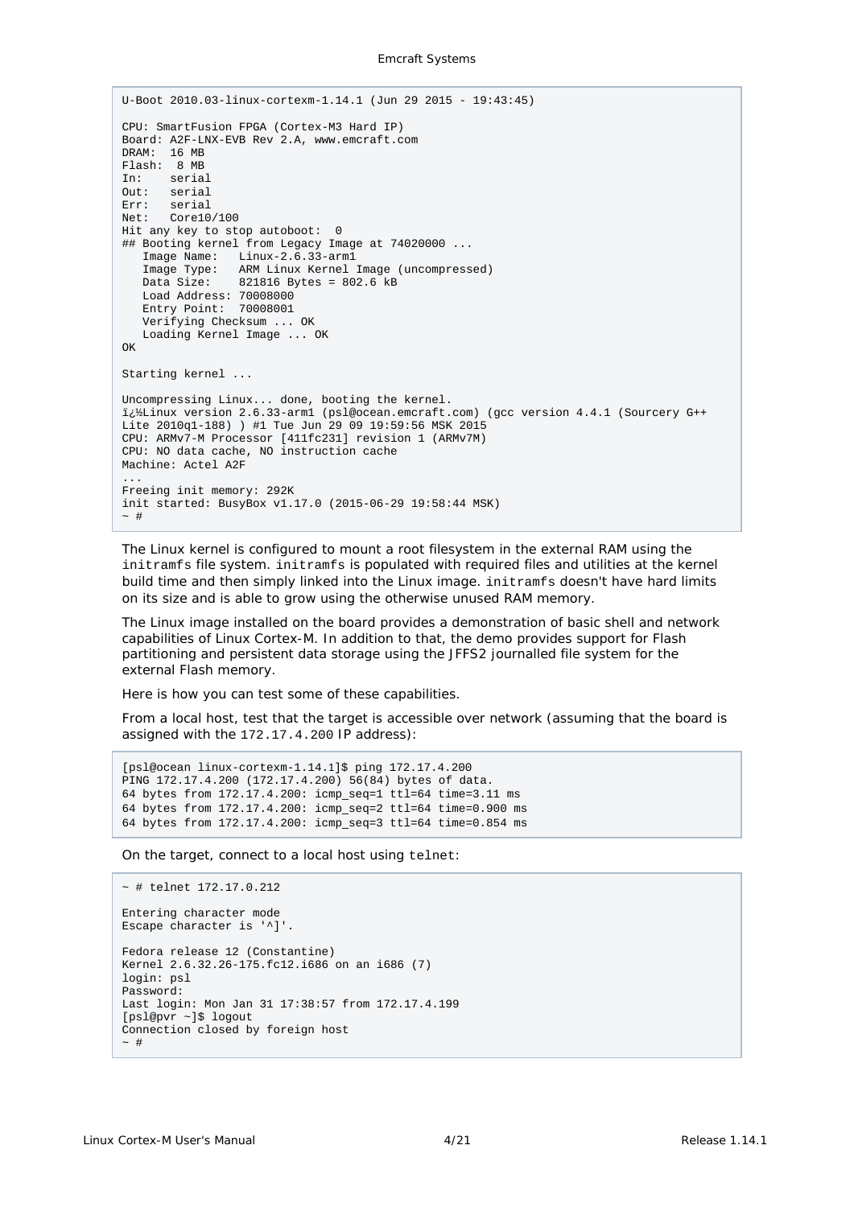```
U-Boot 2010.03-linux-cortexm-1.14.1 (Jun 29 2015 - 19:43:45)

CPU: SmartFusion FPGA (Cortex-M3 Hard IP)
Board: A2F-LNX-EVB Rev 2.A, www.emcraft.com
DRAM:  16 MB
Flash:  8 MB
In:    serial
Out:   serial
Err:   serial
Net:   Core10/100
Hit any key to stop autoboot:  0
## Booting kernel from Legacy Image at 74020000 ...
   Image Name:   Linux-2.6.33-arm1
   Image Type:   ARM Linux Kernel Image (uncompressed)
   Data Size:    821816 Bytes = 802.6 kB
   Load Address: 70008000
   Entry Point:  70008001
   Verifying Checksum ... OK
   Loading Kernel Image ... OK
OK

Starting kernel ...

Uncompressing Linux... done, booting the kernel.
ï¿½Linux version 2.6.33-arm1 (psl@ocean.emcraft.com) (gcc version 4.4.1 (Sourcery G++
Lite 2010q1-188) ) #1 Tue Jun 29 09 19:59:56 MSK 2015
CPU: ARMv7-M Processor [411fc231] revision 1 (ARMv7M)
CPU: NO data cache, NO instruction cache
Machine: Actel A2F
...
Freeing init memory: 292K
init started: BusyBox v1.17.0 (2015-06-29 19:58:44 MSK)
~ #
```

The Linux kernel is configured to mount a root filesystem in the external RAM using the `initramfs` file system. `initramfs` is populated with required files and utilities at the kernel build time and then simply linked into the Linux image. `initramfs` doesn't have hard limits on its size and is able to grow using the otherwise unused RAM memory.

The Linux image installed on the board provides a demonstration of basic shell and network capabilities of Linux Cortex-M. In addition to that, the demo provides support for Flash partitioning and persistent data storage using the JFFS2 journalled file system for the external Flash memory.

Here is how you can test some of these capabilities.

From a local host, test that the target is accessible over network (assuming that the board is assigned with the `172.17.4.200` IP address):

```
[psl@ocean linux-cortexm-1.14.1]$ ping 172.17.4.200
PING 172.17.4.200 (172.17.4.200) 56(84) bytes of data.
64 bytes from 172.17.4.200: icmp_seq=1 ttl=64 time=3.11 ms
64 bytes from 172.17.4.200: icmp_seq=2 ttl=64 time=0.900 ms
64 bytes from 172.17.4.200: icmp_seq=3 ttl=64 time=0.854 ms
```

On the target, connect to a local host using `telnet`:

```
~ # telnet 172.17.0.212

Entering character mode
Escape character is '^]'.

Fedora release 12 (Constantine)
Kernel 2.6.32.26-175.fc12.i686 on an i686 (7)
login: psl
Password:
Last login: Mon Jan 31 17:38:57 from 172.17.4.199
[psl@pvr ~]$ logout
Connection closed by foreign host
~ #
```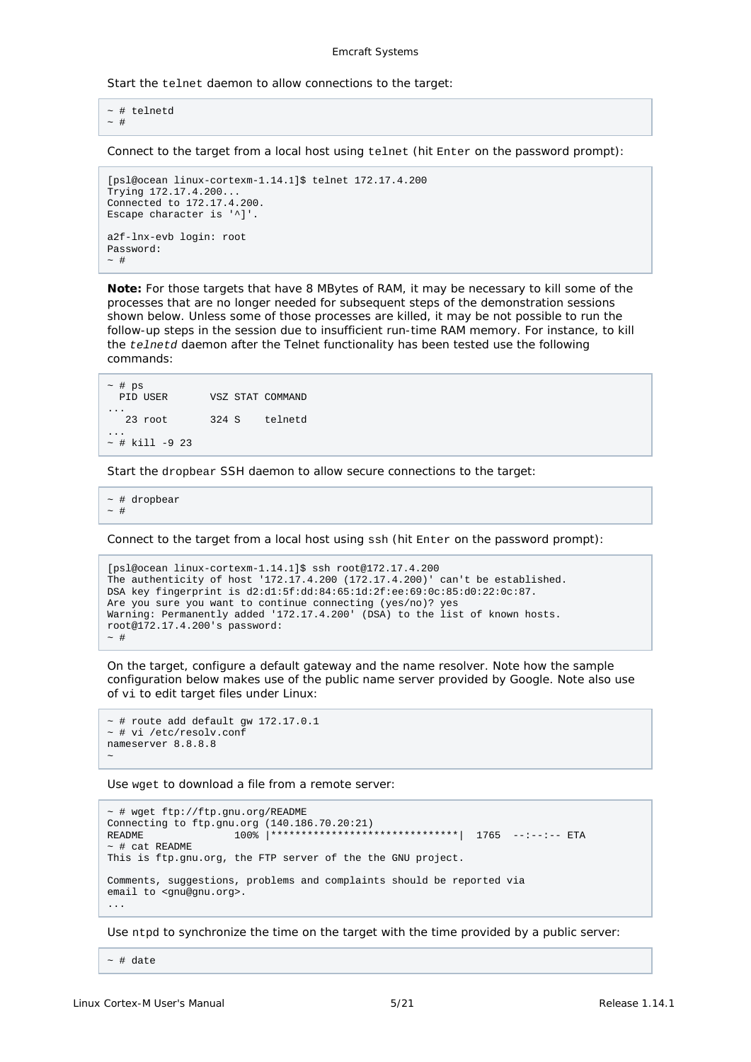Start the `telnet` daemon to allow connections to the target:

```
~ # telnetd
~ #
```

Connect to the target from a local host using `telnet` (hit `Enter` on the password prompt):

```
[psl@ocean linux-cortexm-1.14.1]$ telnet 172.17.4.200
Trying 172.17.4.200...
Connected to 172.17.4.200.
Escape character is '^]'.

a2f-lnx-evb login: root
Password:
~ #
```

**Note:** For those targets that have 8 MBytes of RAM, it may be necessary to kill some of the processes that are no longer needed for subsequent steps of the demonstration sessions shown below. Unless some of those processes are killed, it may be not possible to run the follow-up steps in the session due to insufficient run-time RAM memory. For instance, to kill the *telnetd* daemon after the Telnet functionality has been tested use the following commands:

```
~ # ps
  PID USER       VSZ STAT COMMAND
...
   23 root       324 S    telnetd
...
~ # kill -9 23
```

Start the `dropbear` SSH daemon to allow secure connections to the target:

```
~ # dropbear
~ #
```

Connect to the target from a local host using `ssh` (hit `Enter` on the password prompt):

```
[psl@ocean linux-cortexm-1.14.1]$ ssh root@172.17.4.200
The authenticity of host '172.17.4.200 (172.17.4.200)' can't be established.
DSA key fingerprint is d2:d1:5f:dd:84:65:1d:2f:ee:69:0c:85:d0:22:0c:87.
Are you sure you want to continue connecting (yes/no)? yes
Warning: Permanently added '172.17.4.200' (DSA) to the list of known hosts.
root@172.17.4.200's password:
~ #
```

On the target, configure a default gateway and the name resolver. Note how the sample configuration below makes use of the public name server provided by Google. Note also use of `vi` to edit target files under Linux:

```
~ # route add default gw 172.17.0.1
~ # vi /etc/resolv.conf
nameserver 8.8.8.8
~
```

Use `wget` to download a file from a remote server:

```
~ # wget ftp://ftp.gnu.org/README
Connecting to ftp.gnu.org (140.186.70.20:21)
README               100% |*******************************|  1765  --:--:-- ETA
~ # cat README
This is ftp.gnu.org, the FTP server of the the GNU project.

Comments, suggestions, problems and complaints should be reported via
email to <gnu@gnu.org>.
...
```

Use `ntpd` to synchronize the time on the target with the time provided by a public server:

```
~ # date
```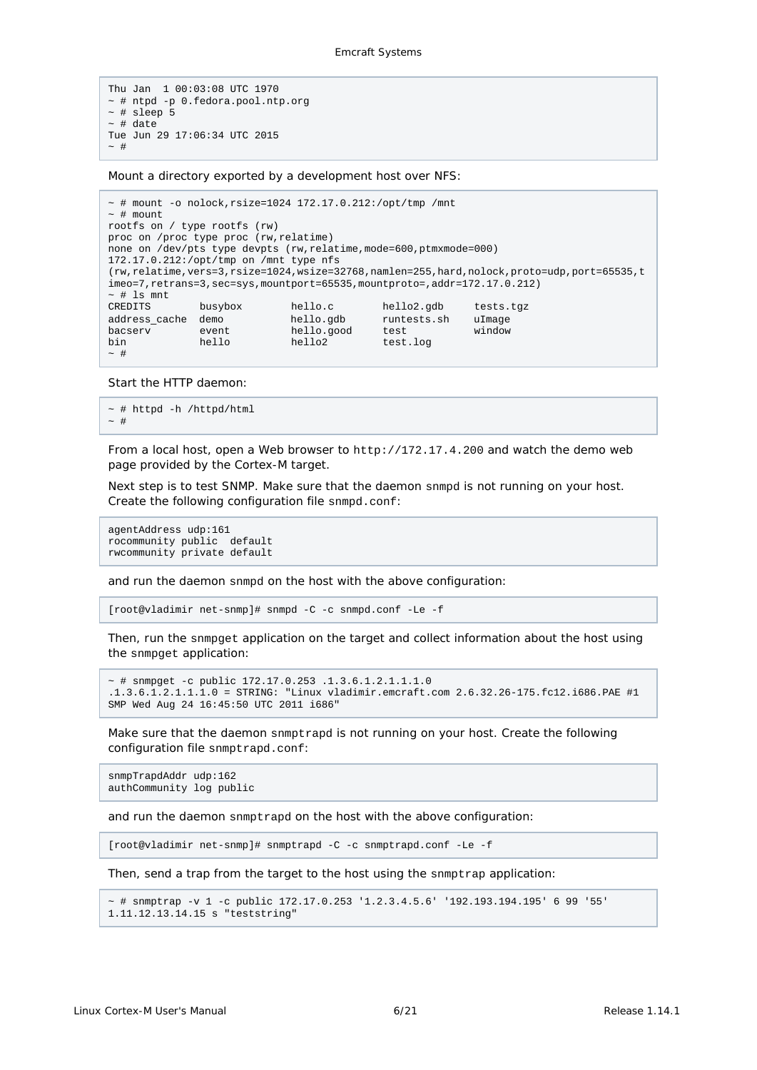```
Thu Jan  1 00:03:08 UTC 1970
~ # ntpd -p 0.fedora.pool.ntp.org
~ # sleep 5
~ # date
Tue Jun 29 17:06:34 UTC 2015
~ #
```

Mount a directory exported by a development host over NFS:

```
~ # mount -o nolock,rsize=1024 172.17.0.212:/opt/tmp /mnt
~ # mount
rootfs on / type rootfs (rw)
proc on /proc type proc (rw,relatime)
none on /dev/pts type devpts (rw,relatime,mode=600,ptmxmode=000)
172.17.0.212:/opt/tmp on /mnt type nfs
(rw,relatime,vers=3,rsize=1024,wsize=32768,namlen=255,hard,nolock,proto=udp,port=65535,t
imeo=7,retrans=3,sec=sys,mountport=65535,mountproto=,addr=172.17.0.212)
~ # ls mnt
CREDITS        busybox        hello.c        hello2.gdb     tests.tgz
address_cache  demo           hello.gdb      runtests.sh    uImage
bacserv        event          hello.good     test           window
bin            hello          hello2         test.log
~ #
```

Start the HTTP daemon:

```
~ # httpd -h /httpd/html
~ #
```

From a local host, open a Web browser to `http://172.17.4.200` and watch the demo web page provided by the Cortex-M target.

Next step is to test SNMP. Make sure that the daemon `snmpd` is not running on your host. Create the following configuration file `snmpd.conf`:

```
agentAddress udp:161
rocommunity public  default
rwcommunity private default
```

and run the daemon `snmpd` on the host with the above configuration:

```
[root@vladimir net-snmp]# snmpd -C -c snmpd.conf -Le -f
```

Then, run the `snmpget` application on the target and collect information about the host using the `snmpget` application:

```
~ # snmpget -c public 172.17.0.253 .1.3.6.1.2.1.1.1.0
.1.3.6.1.2.1.1.1.0 = STRING: "Linux vladimir.emcraft.com 2.6.32.26-175.fc12.i686.PAE #1
SMP Wed Aug 24 16:45:50 UTC 2011 i686"
```

Make sure that the daemon `snmptrapd` is not running on your host. Create the following configuration file `snmptrapd.conf`:

```
snmpTrapdAddr udp:162
authCommunity log public
```

and run the daemon `snmptrapd` on the host with the above configuration:

```
[root@vladimir net-snmp]# snmptrapd -C -c snmptrapd.conf -Le -f
```

Then, send a trap from the target to the host using the `snmptrap` application:

```
~ # snmptrap -v 1 -c public 172.17.0.253 '1.2.3.4.5.6' '192.193.194.195' 6 99 '55'
1.11.12.13.14.15 s "teststring"
```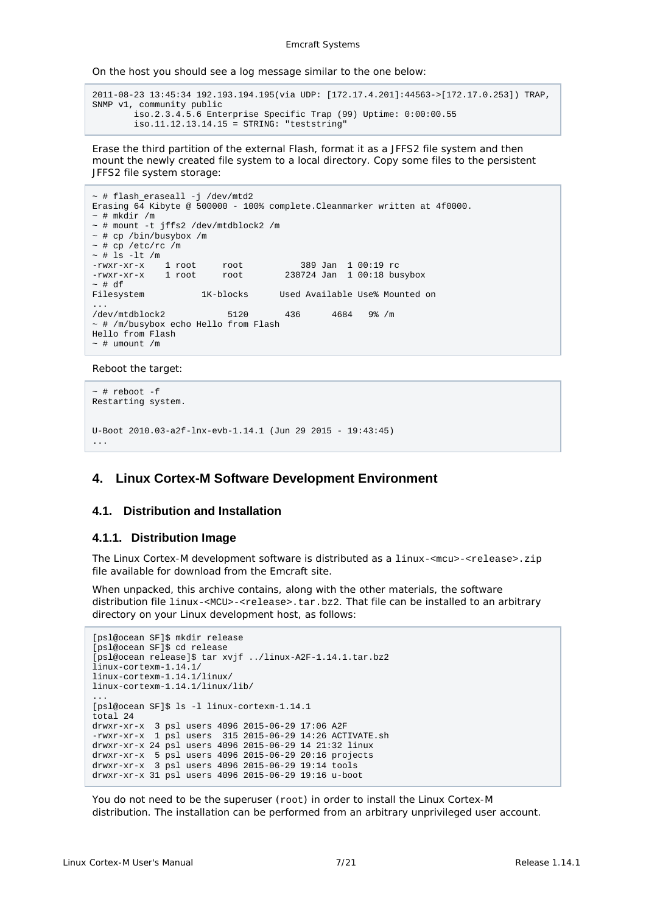On the host you should see a log message similar to the one below:

```
2011-08-23 13:45:34 192.193.194.195(via UDP: [172.17.4.201]:44563->[172.17.0.253]) TRAP,
SNMP v1, community public
        iso.2.3.4.5.6 Enterprise Specific Trap (99) Uptime: 0:00:00.55
        iso.11.12.13.14.15 = STRING: "teststring"
```

Erase the third partition of the external Flash, format it as a JFFS2 file system and then mount the newly created file system to a local directory. Copy some files to the persistent JFFS2 file system storage:

```
~ # flash_eraseall -j /dev/mtd2
Erasing 64 Kibyte @ 500000 - 100% complete.Cleanmarker written at 4f0000.
~ # mkdir /m
~ # mount -t jffs2 /dev/mtdblock2 /m
~ # cp /bin/busybox /m
~ # cp /etc/rc /m
~ # ls -lt /m
-rwxr-xr-x    1 root     root           389 Jan  1 00:19 rc
-rwxr-xr-x    1 root     root        238724 Jan  1 00:18 busybox
~ # df
Filesystem           1K-blocks      Used Available Use% Mounted on
...
/dev/mtdblock2            5120       436      4684   9% /m
~ # /m/busybox echo Hello from Flash
Hello from Flash
~ # umount /m
```

Reboot the target:

```
~ # reboot -f
Restarting system.


U-Boot 2010.03-a2f-lnx-evb-1.14.1 (Jun 29 2015 - 19:43:45)
...
```

## 4. Linux Cortex-M Software Development Environment

### 4.1. Distribution and Installation

#### 4.1.1. Distribution Image

The Linux Cortex-M development software is distributed as a `linux-<mcu>-<release>.zip` file available for download from the Emcraft site.

When unpacked, this archive contains, along with the other materials, the software distribution file `linux-<MCU>-<release>.tar.bz2`. That file can be installed to an arbitrary directory on your Linux development host, as follows:

```
[psl@ocean SF]$ mkdir release
[psl@ocean SF]$ cd release
[psl@ocean release]$ tar xvjf ../linux-A2F-1.14.1.tar.bz2
linux-cortexm-1.14.1/
linux-cortexm-1.14.1/linux/
linux-cortexm-1.14.1/linux/lib/
...
[psl@ocean SF]$ ls -l linux-cortexm-1.14.1
total 24
drwxr-xr-x  3 psl users 4096 2015-06-29 17:06 A2F
-rwxr-xr-x  1 psl users  315 2015-06-29 14:26 ACTIVATE.sh
drwxr-xr-x 24 psl users 4096 2015-06-29 14 21:32 linux
drwxr-xr-x  5 psl users 4096 2015-06-29 20:16 projects
drwxr-xr-x  3 psl users 4096 2015-06-29 19:14 tools
drwxr-xr-x 31 psl users 4096 2015-06-29 19:16 u-boot
```

You do not need to be the superuser (`root`) in order to install the Linux Cortex-M distribution. The installation can be performed from an arbitrary unprivileged user account.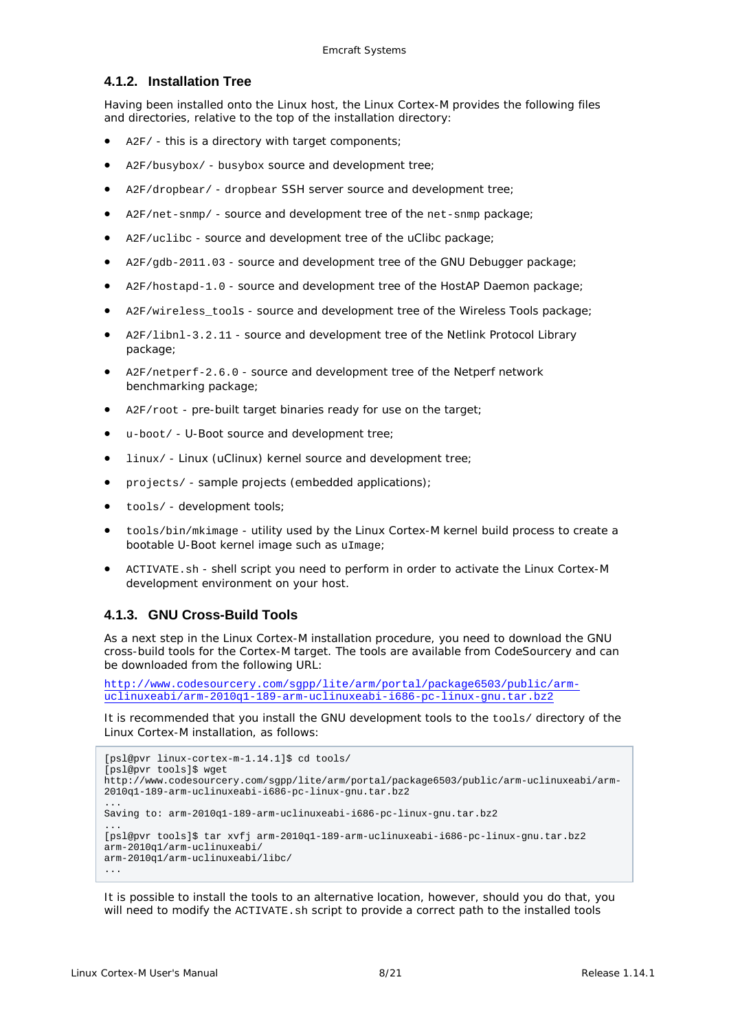### 4.1.2. Installation Tree

Having been installed onto the Linux host, the Linux Cortex-M provides the following files and directories, relative to the top of the installation directory:

- `A2F/` - this is a directory with target components;
- `A2F/busybox/` - `busybox` source and development tree;
- `A2F/dropbear/` - `dropbear` SSH server source and development tree;
- `A2F/net-snmp/` - source and development tree of the `net-snmp` package;
- `A2F/uclibc` - source and development tree of the uClibc package;
- `A2F/gdb-2011.03` - source and development tree of the GNU Debugger package;
- `A2F/hostapd-1.0` - source and development tree of the HostAP Daemon package;
- `A2F/wireless_tools` - source and development tree of the Wireless Tools package;
- `A2F/libnl-3.2.11` - source and development tree of the Netlink Protocol Library package;
- `A2F/netperf-2.6.0` - source and development tree of the Netperf network benchmarking package;
- `A2F/root` - pre-built target binaries ready for use on the target;
- `u-boot/` - U-Boot source and development tree;
- `linux/` - Linux (uClinux) kernel source and development tree;
- `projects/` - sample projects (embedded applications);
- `tools/` - development tools;
- `tools/bin/mkimage` - utility used by the Linux Cortex-M kernel build process to create a bootable U-Boot kernel image such as `uImage`;
- `ACTIVATE.sh` - shell script you need to perform in order to activate the Linux Cortex-M development environment on your host.

### 4.1.3. GNU Cross-Build Tools

As a next step in the Linux Cortex-M installation procedure, you need to download the GNU cross-build tools for the Cortex-M target. The tools are available from CodeSourcery and can be downloaded from the following URL:

http://www.codesourcery.com/sgpp/lite/arm/portal/package6503/public/arm-uclinuxeabi/arm-2010q1-189-arm-uclinuxeabi-i686-pc-linux-gnu.tar.bz2

It is recommended that you install the GNU development tools to the `tools/` directory of the Linux Cortex-M installation, as follows:

```
[psl@pvr linux-cortex-m-1.14.1]$ cd tools/
[psl@pvr tools]$ wget
http://www.codesourcery.com/sgpp/lite/arm/portal/package6503/public/arm-uclinuxeabi/arm-
2010q1-189-arm-uclinuxeabi-i686-pc-linux-gnu.tar.bz2
...
Saving to: arm-2010q1-189-arm-uclinuxeabi-i686-pc-linux-gnu.tar.bz2
...
[psl@pvr tools]$ tar xvfj arm-2010q1-189-arm-uclinuxeabi-i686-pc-linux-gnu.tar.bz2
arm-2010q1/arm-uclinuxeabi/
arm-2010q1/arm-uclinuxeabi/libc/
...
```

It is possible to install the tools to an alternative location, however, should you do that, you will need to modify the `ACTIVATE.sh` script to provide a correct path to the installed tools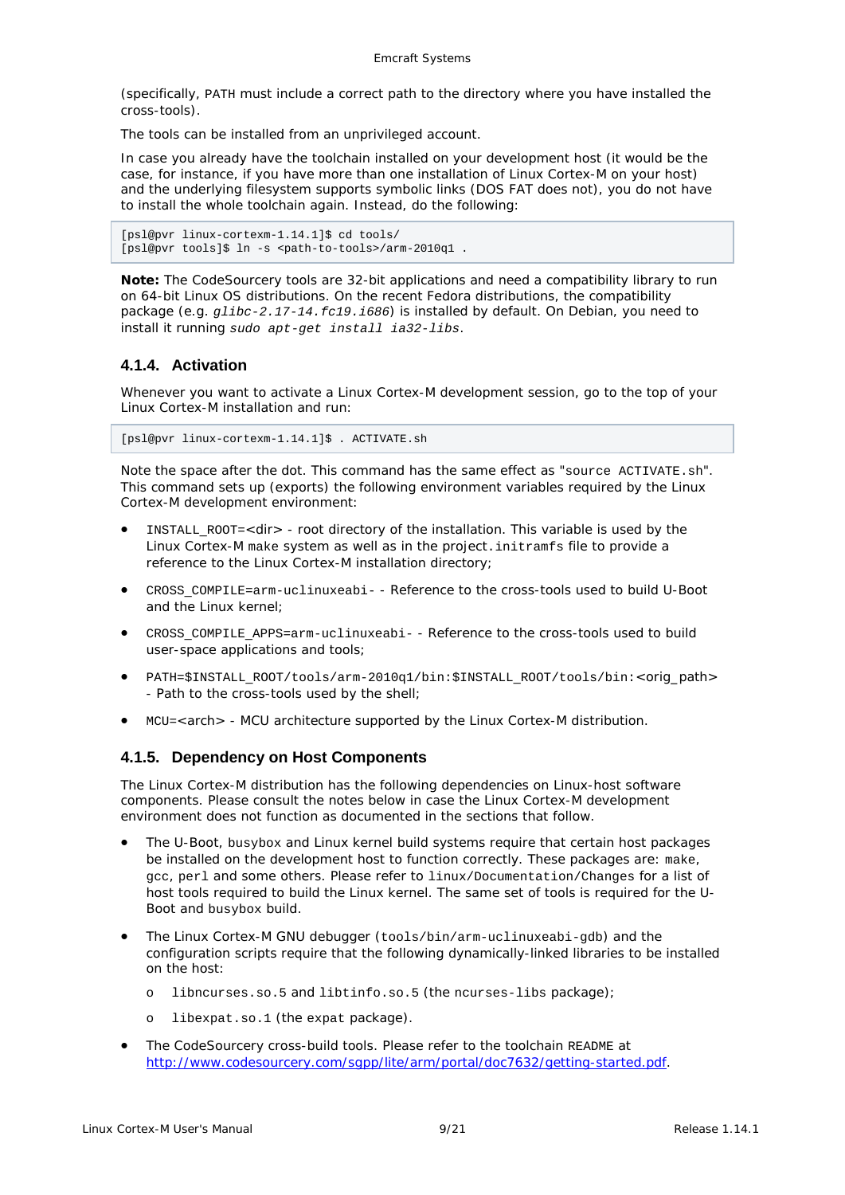(specifically, PATH must include a correct path to the directory where you have installed the cross-tools).

The tools can be installed from an unprivileged account.

In case you already have the toolchain installed on your development host (it would be the case, for instance, if you have more than one installation of Linux Cortex-M on your host) and the underlying filesystem supports symbolic links (DOS FAT does not), you do not have to install the whole toolchain again. Instead, do the following:

```
[psl@pvr linux-cortexm-1.14.1]$ cd tools/
[psl@pvr tools]$ ln -s <path-to-tools>/arm-2010q1 .
```

**Note:** The CodeSourcery tools are 32-bit applications and need a compatibility library to run on 64-bit Linux OS distributions. On the recent Fedora distributions, the compatibility package (e.g. *glibc-2.17-14.fc19.i686*) is installed by default. On Debian, you need to install it running *sudo apt-get install ia32-libs*.

### 4.1.4. Activation

Whenever you want to activate a Linux Cortex-M development session, go to the top of your Linux Cortex-M installation and run:

```
[psl@pvr linux-cortexm-1.14.1]$ . ACTIVATE.sh
```

Note the space after the dot. This command has the same effect as "source ACTIVATE.sh". This command sets up (exports) the following environment variables required by the Linux Cortex-M development environment:

- INSTALL_ROOT=<dir> - root directory of the installation. This variable is used by the Linux Cortex-M make system as well as in the project.initramfs file to provide a reference to the Linux Cortex-M installation directory;
- CROSS_COMPILE=arm-uclinuxeabi- - Reference to the cross-tools used to build U-Boot and the Linux kernel;
- CROSS_COMPILE_APPS=arm-uclinuxeabi- - Reference to the cross-tools used to build user-space applications and tools;
- PATH=$INSTALL_ROOT/tools/arm-2010q1/bin:$INSTALL_ROOT/tools/bin:<orig_path> - Path to the cross-tools used by the shell;
- MCU=<arch> - MCU architecture supported by the Linux Cortex-M distribution.

### 4.1.5. Dependency on Host Components

The Linux Cortex-M distribution has the following dependencies on Linux-host software components. Please consult the notes below in case the Linux Cortex-M development environment does not function as documented in the sections that follow.

- The U-Boot, busybox and Linux kernel build systems require that certain host packages be installed on the development host to function correctly. These packages are: make, gcc, perl and some others. Please refer to linux/Documentation/Changes for a list of host tools required to build the Linux kernel. The same set of tools is required for the U-Boot and busybox build.
- The Linux Cortex-M GNU debugger (tools/bin/arm-uclinuxeabi-gdb) and the configuration scripts require that the following dynamically-linked libraries to be installed on the host:
  - libncurses.so.5 and libtinfo.so.5 (the ncurses-libs package);
  - libexpat.so.1 (the expat package).
- The CodeSourcery cross-build tools. Please refer to the toolchain README at [http://www.codesourcery.com/sgpp/lite/arm/portal/doc7632/getting-started.pdf](http://www.codesourcery.com/sgpp/lite/arm/portal/doc7632/getting-started.pdf).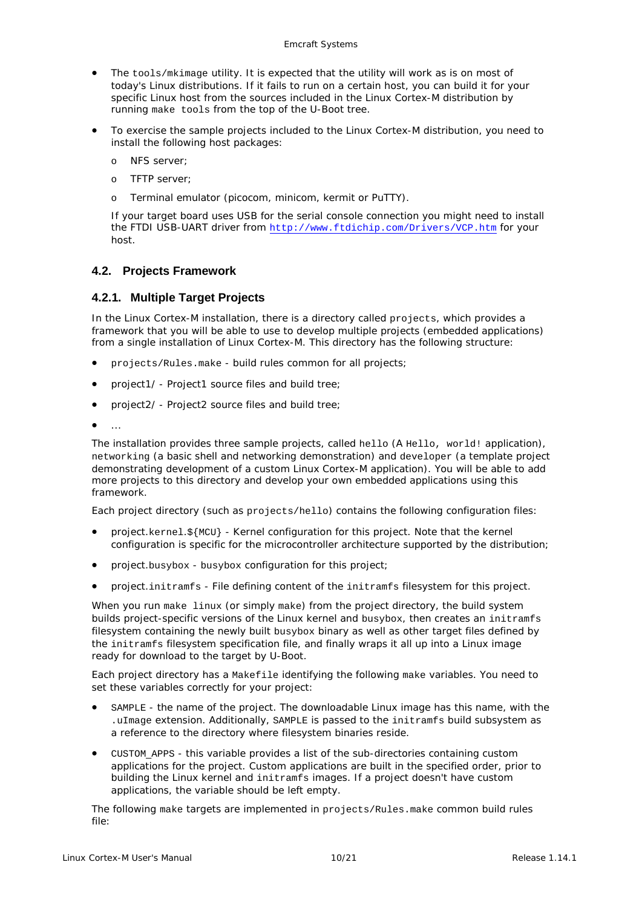- The `tools/mkimage` utility. It is expected that the utility will work as is on most of today's Linux distributions. If it fails to run on a certain host, you can build it for your specific Linux host from the sources included in the Linux Cortex-M distribution by running `make tools` from the top of the U-Boot tree.
- To exercise the sample projects included to the Linux Cortex-M distribution, you need to install the following host packages:
  - NFS server;
  - TFTP server;
  - Terminal emulator (picocom, minicom, kermit or PuTTY).

  If your target board uses USB for the serial console connection you might need to install the FTDI USB-UART driver from http://www.ftdichip.com/Drivers/VCP.htm for your host.

## 4.2. Projects Framework

### 4.2.1. Multiple Target Projects

In the Linux Cortex-M installation, there is a directory called `projects`, which provides a framework that you will be able to use to develop multiple projects (embedded applications) from a single installation of Linux Cortex-M. This directory has the following structure:

- `projects/Rules.make` - build rules common for all projects;
- project1/ - Project1 source files and build tree;
- project2/ - Project2 source files and build tree;
- …

The installation provides three sample projects, called `hello` (A `Hello, world!` application), `networking` (a basic shell and networking demonstration) and `developer` (a template project demonstrating development of a custom Linux Cortex-M application). You will be able to add more projects to this directory and develop your own embedded applications using this framework.

Each project directory (such as `projects/hello`) contains the following configuration files:

- project.`kernel.${MCU}` - Kernel configuration for this project. Note that the kernel configuration is specific for the microcontroller architecture supported by the distribution;
- project.`busybox` - `busybox` configuration for this project;
- project.`initramfs` - File defining content of the `initramfs` filesystem for this project.

When you run `make linux` (or simply `make`) from the project directory, the build system builds project-specific versions of the Linux kernel and `busybox`, then creates an `initramfs` filesystem containing the newly built `busybox` binary as well as other target files defined by the `initramfs` filesystem specification file, and finally wraps it all up into a Linux image ready for download to the target by U-Boot.

Each project directory has a `Makefile` identifying the following `make` variables. You need to set these variables correctly for your project:

- `SAMPLE` - the name of the project. The downloadable Linux image has this name, with the `.uImage` extension. Additionally, `SAMPLE` is passed to the `initramfs` build subsystem as a reference to the directory where filesystem binaries reside.
- `CUSTOM_APPS` - this variable provides a list of the sub-directories containing custom applications for the project. Custom applications are built in the specified order, prior to building the Linux kernel and `initramfs` images. If a project doesn't have custom applications, the variable should be left empty.

The following `make` targets are implemented in `projects/Rules.make` common build rules file: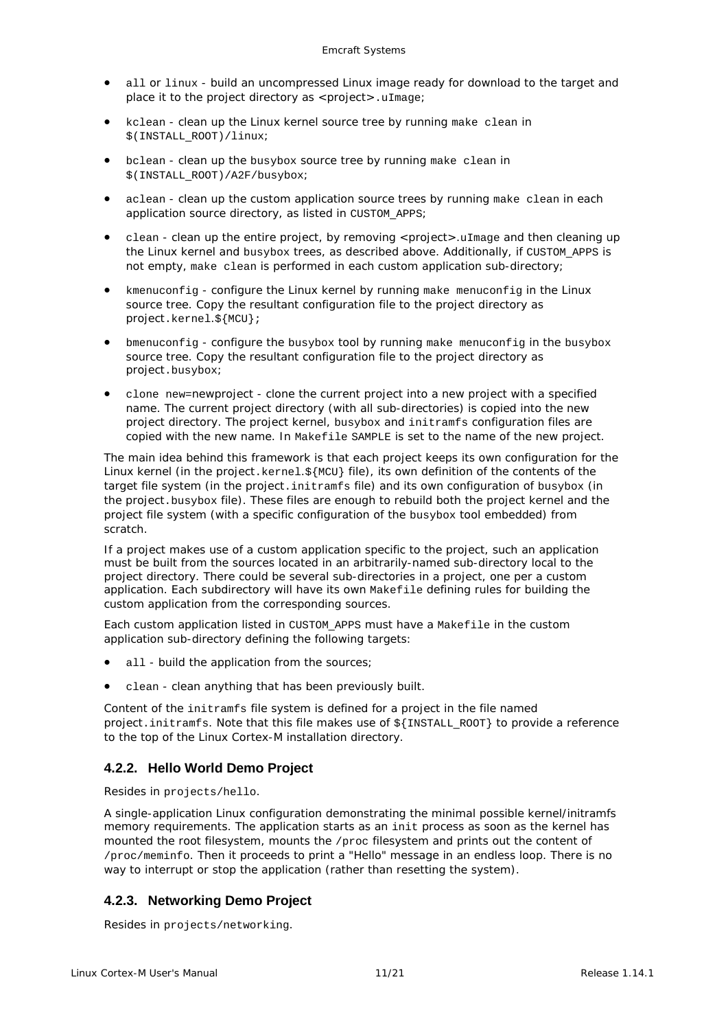- `all` or `linux` - build an uncompressed Linux image ready for download to the target and place it to the project directory as <project>`.uImage`;
- `kclean` - clean up the Linux kernel source tree by running `make clean` in `$(INSTALL_ROOT)/linux`;
- `bclean` - clean up the `busybox` source tree by running `make clean` in `$(INSTALL_ROOT)/A2F/busybox`;
- `aclean` - clean up the custom application source trees by running `make clean` in each application source directory, as listed in `CUSTOM_APPS`;
- `clean` - clean up the entire project, by removing <project>`.uImage` and then cleaning up the Linux kernel and `busybox` trees, as described above. Additionally, if `CUSTOM_APPS` is not empty, `make clean` is performed in each custom application sub-directory;
- `kmenuconfig` - configure the Linux kernel by running `make menuconfig` in the Linux source tree. Copy the resultant configuration file to the project directory as project`.kernel.${MCU}`;
- `bmenuconfig` - configure the `busybox` tool by running `make menuconfig` in the `busybox` source tree. Copy the resultant configuration file to the project directory as project`.busybox`;
- `clone new`=newproject - clone the current project into a new project with a specified name. The current project directory (with all sub-directories) is copied into the new project directory. The project kernel, `busybox` and `initramfs` configuration files are copied with the new name. In `Makefile` `SAMPLE` is set to the name of the new project.

The main idea behind this framework is that each project keeps its own configuration for the Linux kernel (in the project`.kernel.${MCU}` file), its own definition of the contents of the target file system (in the project`.initramfs` file) and its own configuration of `busybox` (in the project`.busybox` file). These files are enough to rebuild both the project kernel and the project file system (with a specific configuration of the `busybox` tool embedded) from scratch.

If a project makes use of a custom application specific to the project, such an application must be built from the sources located in an arbitrarily-named sub-directory local to the project directory. There could be several sub-directories in a project, one per a custom application. Each subdirectory will have its own `Makefile` defining rules for building the custom application from the corresponding sources.

Each custom application listed in `CUSTOM_APPS` must have a `Makefile` in the custom application sub-directory defining the following targets:

- `all` - build the application from the sources;
- `clean` - clean anything that has been previously built.

Content of the `initramfs` file system is defined for a project in the file named project`.initramfs`. Note that this file makes use of `${INSTALL_ROOT}` to provide a reference to the top of the Linux Cortex-M installation directory.

### 4.2.2. Hello World Demo Project

Resides in `projects/hello`.

A single-application Linux configuration demonstrating the minimal possible kernel/initramfs memory requirements. The application starts as an `init` process as soon as the kernel has mounted the root filesystem, mounts the `/proc` filesystem and prints out the content of `/proc/meminfo`. Then it proceeds to print a "Hello" message in an endless loop. There is no way to interrupt or stop the application (rather than resetting the system).

### 4.2.3. Networking Demo Project

Resides in `projects/networking`.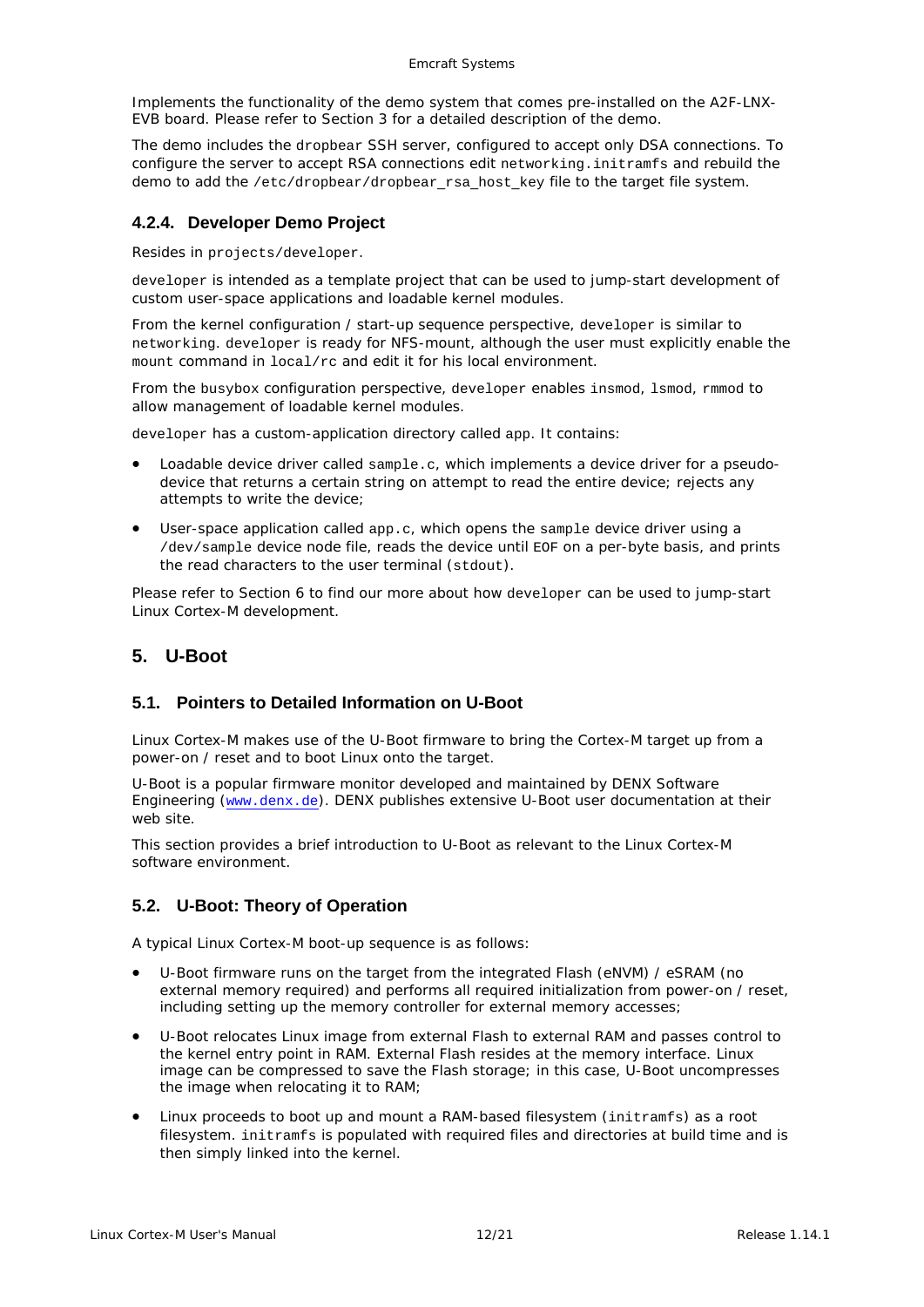Implements the functionality of the demo system that comes pre-installed on the A2F-LNX-EVB board. Please refer to Section 3 for a detailed description of the demo.

The demo includes the `dropbear` SSH server, configured to accept only DSA connections. To configure the server to accept RSA connections edit `networking.initramfs` and rebuild the demo to add the `/etc/dropbear/dropbear_rsa_host_key` file to the target file system.

### 4.2.4. Developer Demo Project

Resides in `projects/developer`.

`developer` is intended as a template project that can be used to jump-start development of custom user-space applications and loadable kernel modules.

From the kernel configuration / start-up sequence perspective, `developer` is similar to `networking`. `developer` is ready for NFS-mount, although the user must explicitly enable the `mount` command in `local/rc` and edit it for his local environment.

From the `busybox` configuration perspective, `developer` enables `insmod`, `lsmod`, `rmmod` to allow management of loadable kernel modules.

`developer` has a custom-application directory called `app`. It contains:

- Loadable device driver called `sample.c`, which implements a device driver for a pseudo-device that returns a certain string on attempt to read the entire device; rejects any attempts to write the device;
- User-space application called `app.c`, which opens the `sample` device driver using a `/dev/sample` device node file, reads the device until `EOF` on a per-byte basis, and prints the read characters to the user terminal (`stdout`).

Please refer to Section 6 to find our more about how `developer` can be used to jump-start Linux Cortex-M development.

# 5. U-Boot

## 5.1. Pointers to Detailed Information on U-Boot

Linux Cortex-M makes use of the U-Boot firmware to bring the Cortex-M target up from a power-on / reset and to boot Linux onto the target.

U-Boot is a popular firmware monitor developed and maintained by DENX Software Engineering (www.denx.de). DENX publishes extensive U-Boot user documentation at their web site.

This section provides a brief introduction to U-Boot as relevant to the Linux Cortex-M software environment.

## 5.2. U-Boot: Theory of Operation

A typical Linux Cortex-M boot-up sequence is as follows:

- U-Boot firmware runs on the target from the integrated Flash (eNVM) / eSRAM (no external memory required) and performs all required initialization from power-on / reset, including setting up the memory controller for external memory accesses;
- U-Boot relocates Linux image from external Flash to external RAM and passes control to the kernel entry point in RAM. External Flash resides at the memory interface. Linux image can be compressed to save the Flash storage; in this case, U-Boot uncompresses the image when relocating it to RAM;
- Linux proceeds to boot up and mount a RAM-based filesystem (`initramfs`) as a root filesystem. `initramfs` is populated with required files and directories at build time and is then simply linked into the kernel.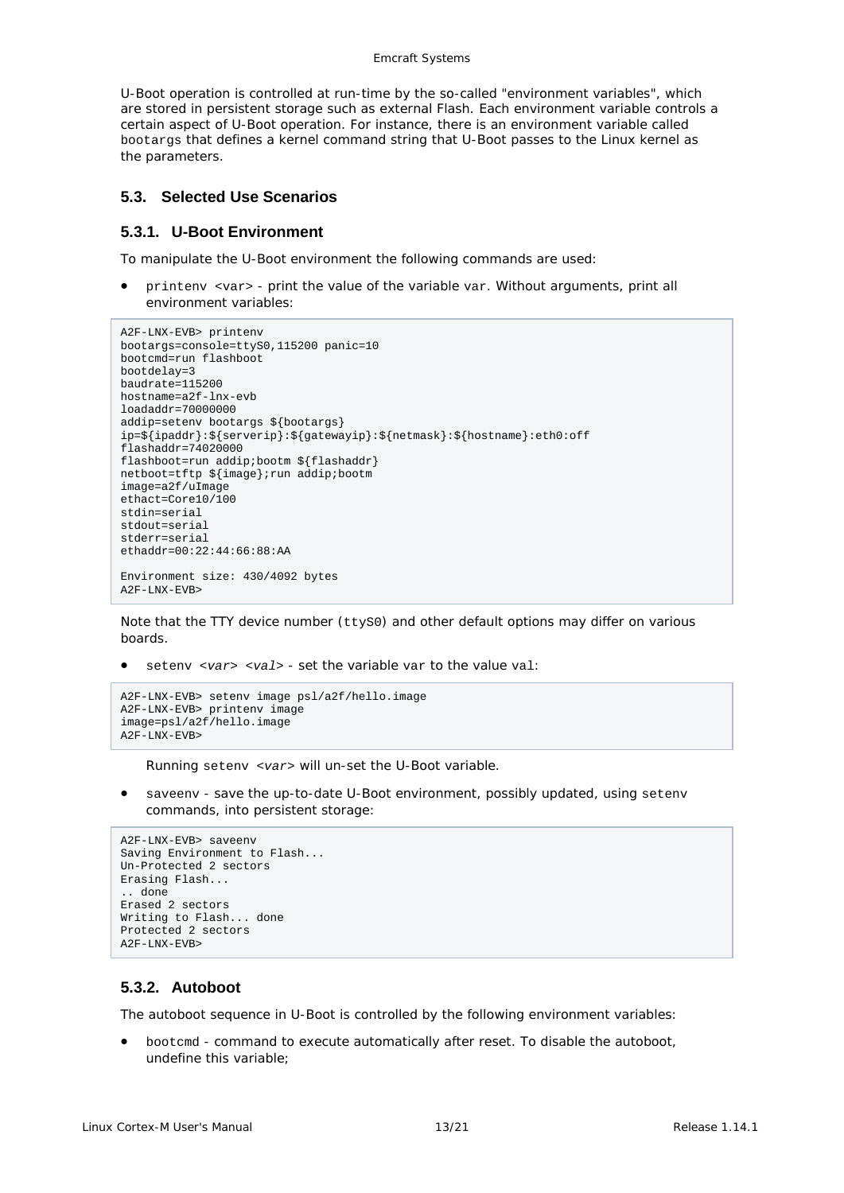U-Boot operation is controlled at run-time by the so-called "environment variables", which are stored in persistent storage such as external Flash. Each environment variable controls a certain aspect of U-Boot operation. For instance, there is an environment variable called `bootargs` that defines a kernel command string that U-Boot passes to the Linux kernel as the parameters.

## 5.3. Selected Use Scenarios

### 5.3.1. U-Boot Environment

To manipulate the U-Boot environment the following commands are used:

- `printenv <var>` - print the value of the variable `var`. Without arguments, print all environment variables:

```
A2F-LNX-EVB> printenv
bootargs=console=ttyS0,115200 panic=10
bootcmd=run flashboot
bootdelay=3
baudrate=115200
hostname=a2f-lnx-evb
loadaddr=70000000
addip=setenv bootargs ${bootargs}
ip=${ipaddr}:${serverip}:${gatewayip}:${netmask}:${hostname}:eth0:off
flashaddr=74020000
flashboot=run addip;bootm ${flashaddr}
netboot=tftp ${image};run addip;bootm
image=a2f/uImage
ethact=Core10/100
stdin=serial
stdout=serial
stderr=serial
ethaddr=00:22:44:66:88:AA

Environment size: 430/4092 bytes
A2F-LNX-EVB>
```

Note that the TTY device number (`ttyS0`) and other default options may differ on various boards.

- `setenv <var> <val>` - set the variable `var` to the value `val`:

```
A2F-LNX-EVB> setenv image psl/a2f/hello.image
A2F-LNX-EVB> printenv image
image=psl/a2f/hello.image
A2F-LNX-EVB>
```

  Running `setenv <var>` will un-set the U-Boot variable.

- `saveenv` - save the up-to-date U-Boot environment, possibly updated, using `setenv` commands, into persistent storage:

```
A2F-LNX-EVB> saveenv
Saving Environment to Flash...
Un-Protected 2 sectors
Erasing Flash...
.. done
Erased 2 sectors
Writing to Flash... done
Protected 2 sectors
A2F-LNX-EVB>
```

### 5.3.2. Autoboot

The autoboot sequence in U-Boot is controlled by the following environment variables:

- `bootcmd` - command to execute automatically after reset. To disable the autoboot, undefine this variable;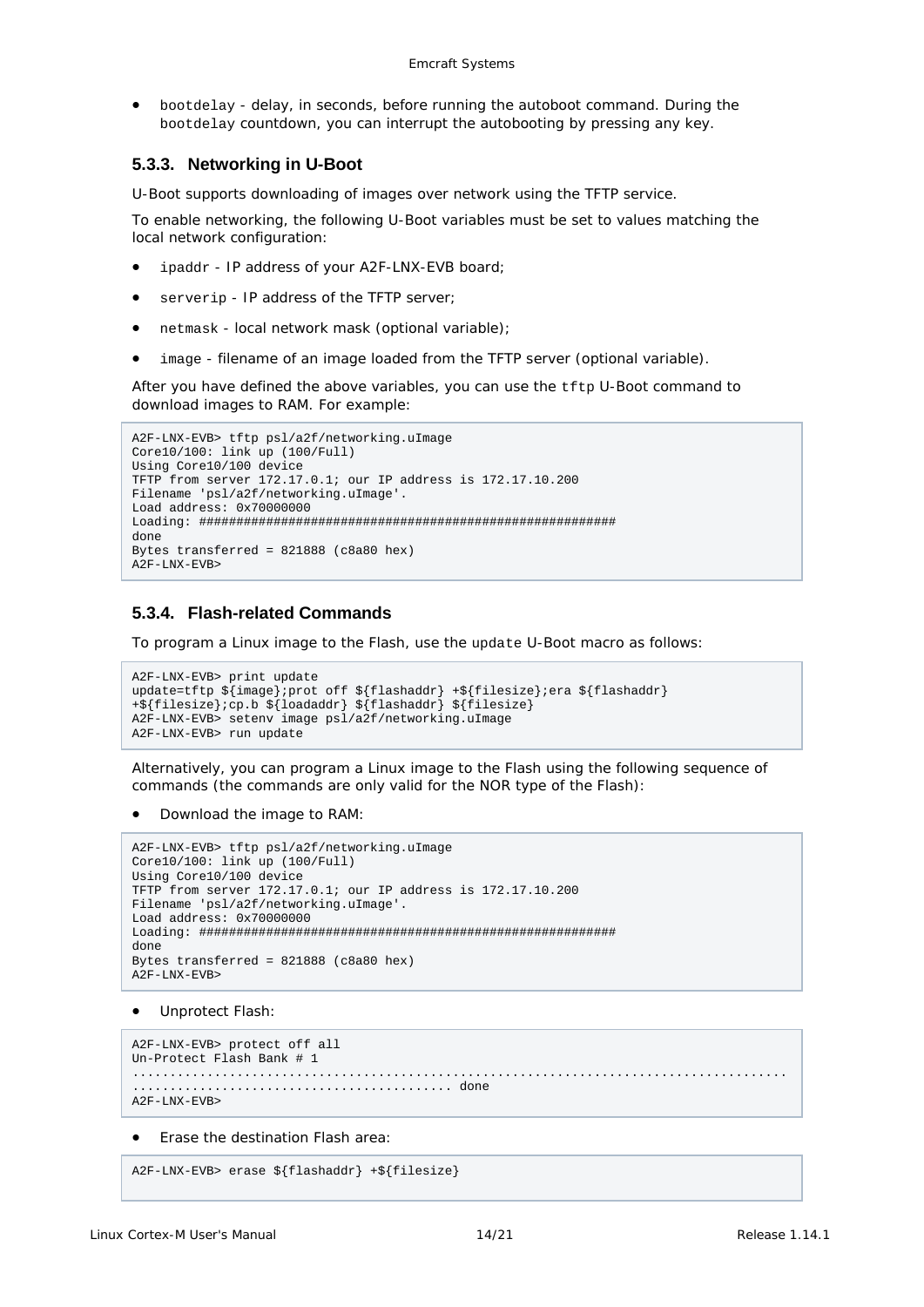- `bootdelay` - delay, in seconds, before running the autoboot command. During the `bootdelay` countdown, you can interrupt the autobooting by pressing any key.

### 5.3.3. Networking in U-Boot

U-Boot supports downloading of images over network using the TFTP service.

To enable networking, the following U-Boot variables must be set to values matching the local network configuration:

- `ipaddr` - IP address of your A2F-LNX-EVB board;
- `serverip` - IP address of the TFTP server;
- `netmask` - local network mask (optional variable);
- `image` - filename of an image loaded from the TFTP server (optional variable).

After you have defined the above variables, you can use the `tftp` U-Boot command to download images to RAM. For example:

```
A2F-LNX-EVB> tftp psl/a2f/networking.uImage
Core10/100: link up (100/Full)
Using Core10/100 device
TFTP from server 172.17.0.1; our IP address is 172.17.10.200
Filename 'psl/a2f/networking.uImage'.
Load address: 0x70000000
Loading: #########################################################
done
Bytes transferred = 821888 (c8a80 hex)
A2F-LNX-EVB>
```

### 5.3.4. Flash-related Commands

To program a Linux image to the Flash, use the `update` U-Boot macro as follows:

```
A2F-LNX-EVB> print update
update=tftp ${image};prot off ${flashaddr} +${filesize};era ${flashaddr}
+${filesize};cp.b ${loadaddr} ${flashaddr} ${filesize}
A2F-LNX-EVB> setenv image psl/a2f/networking.uImage
A2F-LNX-EVB> run update
```

Alternatively, you can program a Linux image to the Flash using the following sequence of commands (the commands are only valid for the NOR type of the Flash):

- Download the image to RAM:

```
A2F-LNX-EVB> tftp psl/a2f/networking.uImage
Core10/100: link up (100/Full)
Using Core10/100 device
TFTP from server 172.17.0.1; our IP address is 172.17.10.200
Filename 'psl/a2f/networking.uImage'.
Load address: 0x70000000
Loading: #########################################################
done
Bytes transferred = 821888 (c8a80 hex)
A2F-LNX-EVB>
```

- Unprotect Flash:

```
A2F-LNX-EVB> protect off all
Un-Protect Flash Bank # 1
.........................................................................................
.......................................... done
A2F-LNX-EVB>
```

- Erase the destination Flash area:

```
A2F-LNX-EVB> erase ${flashaddr} +${filesize}
```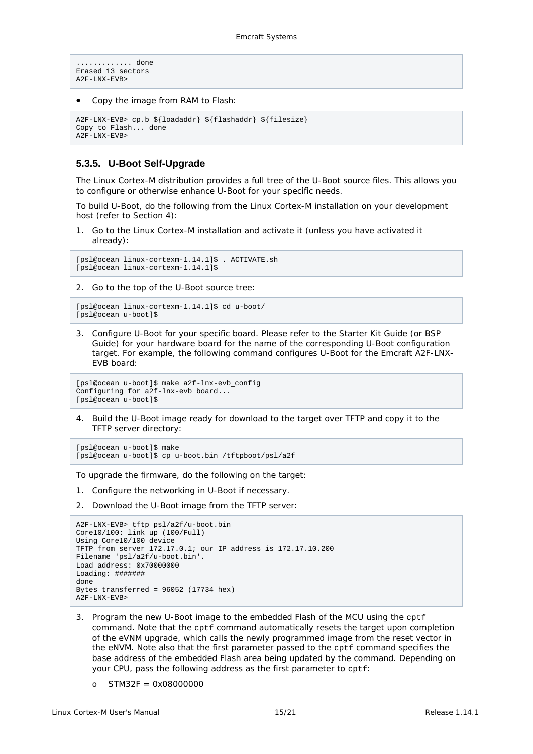```
............. done
Erased 13 sectors
A2F-LNX-EVB>
```

- Copy the image from RAM to Flash:

```
A2F-LNX-EVB> cp.b ${loadaddr} ${flashaddr} ${filesize}
Copy to Flash... done
A2F-LNX-EVB>
```

### 5.3.5. U-Boot Self-Upgrade

The Linux Cortex-M distribution provides a full tree of the U-Boot source files. This allows you to configure or otherwise enhance U-Boot for your specific needs.

To build U-Boot, do the following from the Linux Cortex-M installation on your development host (refer to Section 4):

1. Go to the Linux Cortex-M installation and activate it (unless you have activated it already):

```
[psl@ocean linux-cortexm-1.14.1]$ . ACTIVATE.sh
[psl@ocean linux-cortexm-1.14.1]$
```

2. Go to the top of the U-Boot source tree:

```
[psl@ocean linux-cortexm-1.14.1]$ cd u-boot/
[psl@ocean u-boot]$
```

3. Configure U-Boot for your specific board. Please refer to the Starter Kit Guide (or BSP Guide) for your hardware board for the name of the corresponding U-Boot configuration target. For example, the following command configures U-Boot for the Emcraft A2F-LNX-EVB board:

```
[psl@ocean u-boot]$ make a2f-lnx-evb_config
Configuring for a2f-lnx-evb board...
[psl@ocean u-boot]$
```

4. Build the U-Boot image ready for download to the target over TFTP and copy it to the TFTP server directory:

```
[psl@ocean u-boot]$ make
[psl@ocean u-boot]$ cp u-boot.bin /tftpboot/psl/a2f
```

To upgrade the firmware, do the following on the target:

1. Configure the networking in U-Boot if necessary.
2. Download the U-Boot image from the TFTP server:

```
A2F-LNX-EVB> tftp psl/a2f/u-boot.bin
Core10/100: link up (100/Full)
Using Core10/100 device
TFTP from server 172.17.0.1; our IP address is 172.17.10.200
Filename 'psl/a2f/u-boot.bin'.
Load address: 0x70000000
Loading: #######
done
Bytes transferred = 96052 (17734 hex)
A2F-LNX-EVB>
```

3. Program the new U-Boot image to the embedded Flash of the MCU using the `cptf` command. Note that the `cptf` command automatically resets the target upon completion of the eVNM upgrade, which calls the newly programmed image from the reset vector in the eNVM. Note also that the first parameter passed to the `cptf` command specifies the base address of the embedded Flash area being updated by the command. Depending on your CPU, pass the following address as the first parameter to `cptf`:
   - STM32F = 0x08000000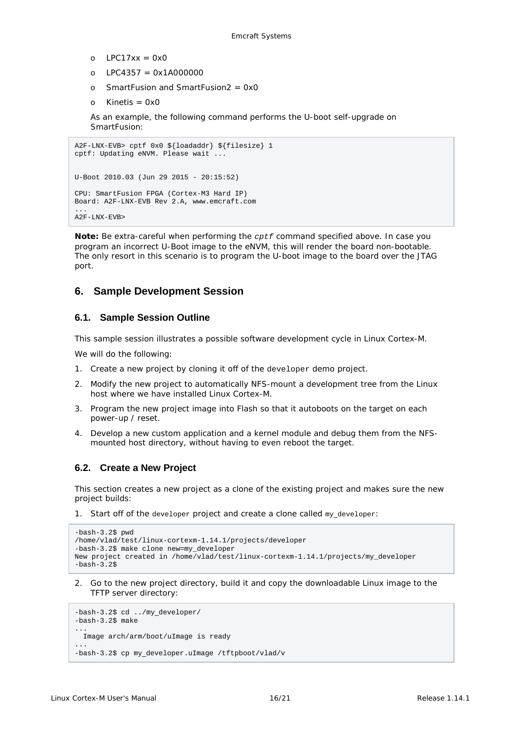- LPC17xx = 0x0
- LPC4357 = 0x1A000000
- SmartFusion and SmartFusion2 = 0x0
- Kinetis = 0x0

As an example, the following command performs the U-boot self-upgrade on SmartFusion:

```
A2F-LNX-EVB> cptf 0x0 ${loadaddr} ${filesize} 1
cptf: Updating eNVM. Please wait ...


U-Boot 2010.03 (Jun 29 2015 - 20:15:52)

CPU: SmartFusion FPGA (Cortex-M3 Hard IP)
Board: A2F-LNX-EVB Rev 2.A, www.emcraft.com
...
A2F-LNX-EVB>
```

**Note:** Be extra-careful when performing the *cptf* command specified above. In case you program an incorrect U-Boot image to the eNVM, this will render the board non-bootable. The only resort in this scenario is to program the U-boot image to the board over the JTAG port.

## 6. Sample Development Session

### 6.1. Sample Session Outline

This sample session illustrates a possible software development cycle in Linux Cortex-M.

We will do the following:

1. Create a new project by cloning it off of the `developer` demo project.
2. Modify the new project to automatically NFS-mount a development tree from the Linux host where we have installed Linux Cortex-M.
3. Program the new project image into Flash so that it autoboots on the target on each power-up / reset.
4. Develop a new custom application and a kernel module and debug them from the NFS-mounted host directory, without having to even reboot the target.

### 6.2. Create a New Project

This section creates a new project as a clone of the existing project and makes sure the new project builds:

1. Start off of the `developer` project and create a clone called `my_developer`:

```
-bash-3.2$ pwd
/home/vlad/test/linux-cortexm-1.14.1/projects/developer
-bash-3.2$ make clone new=my_developer
New project created in /home/vlad/test/linux-cortexm-1.14.1/projects/my_developer
-bash-3.2$
```

2. Go to the new project directory, build it and copy the downloadable Linux image to the TFTP server directory:

```
-bash-3.2$ cd ../my_developer/
-bash-3.2$ make
...
  Image arch/arm/boot/uImage is ready
...
-bash-3.2$ cp my_developer.uImage /tftpboot/vlad/v
```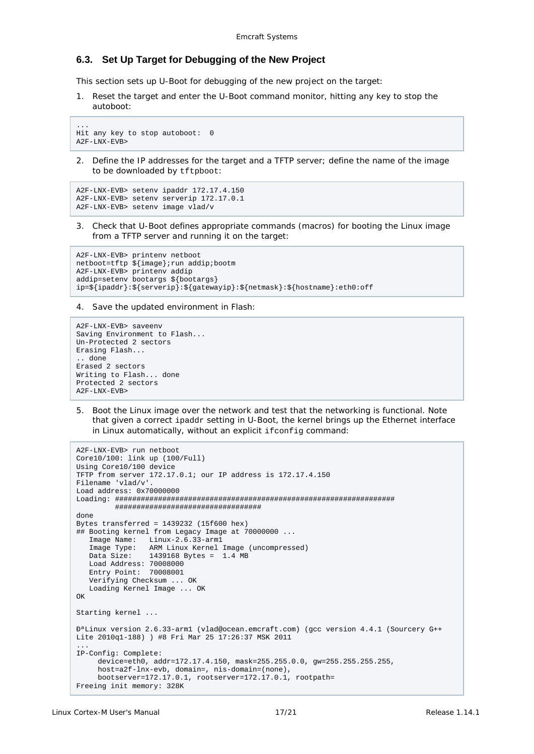### 6.3. Set Up Target for Debugging of the New Project

This section sets up U-Boot for debugging of the new project on the target:

1. Reset the target and enter the U-Boot command monitor, hitting any key to stop the autoboot:

```
...
Hit any key to stop autoboot:  0
A2F-LNX-EVB>
```

2. Define the IP addresses for the target and a TFTP server; define the name of the image to be downloaded by `tftpboot`:

```
A2F-LNX-EVB> setenv ipaddr 172.17.4.150
A2F-LNX-EVB> setenv serverip 172.17.0.1
A2F-LNX-EVB> setenv image vlad/v
```

3. Check that U-Boot defines appropriate commands (macros) for booting the Linux image from a TFTP server and running it on the target:

```
A2F-LNX-EVB> printenv netboot
netboot=tftp ${image};run addip;bootm
A2F-LNX-EVB> printenv addip
addip=setenv bootargs ${bootargs}
ip=${ipaddr}:${serverip}:${gatewayip}:${netmask}:${hostname}:eth0:off
```

4. Save the updated environment in Flash:

```
A2F-LNX-EVB> saveenv
Saving Environment to Flash...
Un-Protected 2 sectors
Erasing Flash...
.. done
Erased 2 sectors
Writing to Flash... done
Protected 2 sectors
A2F-LNX-EVB>
```

5. Boot the Linux image over the network and test that the networking is functional. Note that given a correct `ipaddr` setting in U-Boot, the kernel brings up the Ethernet interface in Linux automatically, without an explicit `ifconfig` command:

```
A2F-LNX-EVB> run netboot
Core10/100: link up (100/Full)
Using Core10/100 device
TFTP from server 172.17.0.1; our IP address is 172.17.4.150
Filename 'vlad/v'.
Load address: 0x70000000
Loading: #################################################################
         #################################
done
Bytes transferred = 1439232 (15f600 hex)
## Booting kernel from Legacy Image at 70000000 ...
   Image Name:   Linux-2.6.33-arm1
   Image Type:   ARM Linux Kernel Image (uncompressed)
   Data Size:    1439168 Bytes =  1.4 MB
   Load Address: 70008000
   Entry Point:  70008001
   Verifying Checksum ... OK
   Loading Kernel Image ... OK
OK

Starting kernel ...

ÐªLinux version 2.6.33-arm1 (vlad@ocean.emcraft.com) (gcc version 4.4.1 (Sourcery G++
Lite 2010q1-188) ) #8 Fri Mar 25 17:26:37 MSK 2011
...
IP-Config: Complete:
     device=eth0, addr=172.17.4.150, mask=255.255.0.0, gw=255.255.255.255,
     host=a2f-lnx-evb, domain=, nis-domain=(none),
     bootserver=172.17.0.1, rootserver=172.17.0.1, rootpath=
Freeing init memory: 328K
```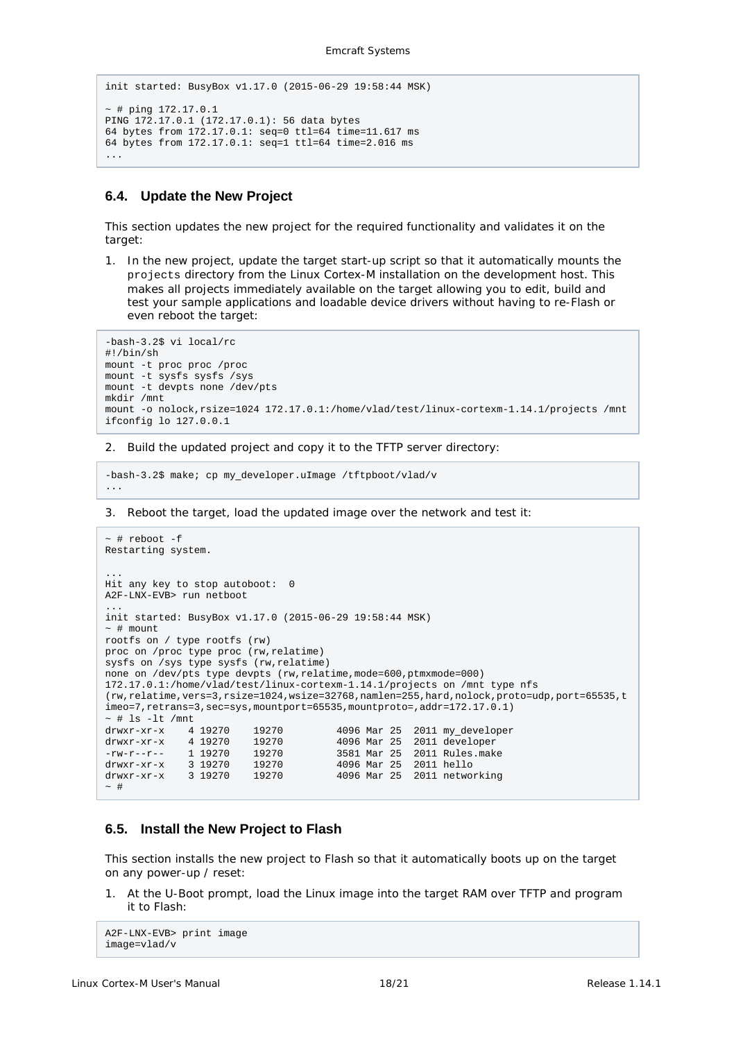```
init started: BusyBox v1.17.0 (2015-06-29 19:58:44 MSK)

~ # ping 172.17.0.1
PING 172.17.0.1 (172.17.0.1): 56 data bytes
64 bytes from 172.17.0.1: seq=0 ttl=64 time=11.617 ms
64 bytes from 172.17.0.1: seq=1 ttl=64 time=2.016 ms
...
```

### 6.4. Update the New Project

This section updates the new project for the required functionality and validates it on the target:

1. In the new project, update the target start-up script so that it automatically mounts the `projects` directory from the Linux Cortex-M installation on the development host. This makes all projects immediately available on the target allowing you to edit, build and test your sample applications and loadable device drivers without having to re-Flash or even reboot the target:

```
-bash-3.2$ vi local/rc
#!/bin/sh
mount -t proc proc /proc
mount -t sysfs sysfs /sys
mount -t devpts none /dev/pts
mkdir /mnt
mount -o nolock,rsize=1024 172.17.0.1:/home/vlad/test/linux-cortexm-1.14.1/projects /mnt
ifconfig lo 127.0.0.1
```

2. Build the updated project and copy it to the TFTP server directory:

```
-bash-3.2$ make; cp my_developer.uImage /tftpboot/vlad/v
...
```

3. Reboot the target, load the updated image over the network and test it:

```
~ # reboot -f
Restarting system.

...
Hit any key to stop autoboot:  0
A2F-LNX-EVB> run netboot
...
init started: BusyBox v1.17.0 (2015-06-29 19:58:44 MSK)
~ # mount
rootfs on / type rootfs (rw)
proc on /proc type proc (rw,relatime)
sysfs on /sys type sysfs (rw,relatime)
none on /dev/pts type devpts (rw,relatime,mode=600,ptmxmode=000)
172.17.0.1:/home/vlad/test/linux-cortexm-1.14.1/projects on /mnt type nfs
(rw,relatime,vers=3,rsize=1024,wsize=32768,namlen=255,hard,nolock,proto=udp,port=65535,t
imeo=7,retrans=3,sec=sys,mountport=65535,mountproto=,addr=172.17.0.1)
~ # ls -lt /mnt
drwxr-xr-x    4 19270    19270         4096 Mar 25  2011 my_developer
drwxr-xr-x    4 19270    19270         4096 Mar 25  2011 developer
-rw-r--r--    1 19270    19270         3581 Mar 25  2011 Rules.make
drwxr-xr-x    3 19270    19270         4096 Mar 25  2011 hello
drwxr-xr-x    3 19270    19270         4096 Mar 25  2011 networking
~ #
```

### 6.5. Install the New Project to Flash

This section installs the new project to Flash so that it automatically boots up on the target on any power-up / reset:

1. At the U-Boot prompt, load the Linux image into the target RAM over TFTP and program it to Flash:

```
A2F-LNX-EVB> print image
image=vlad/v
```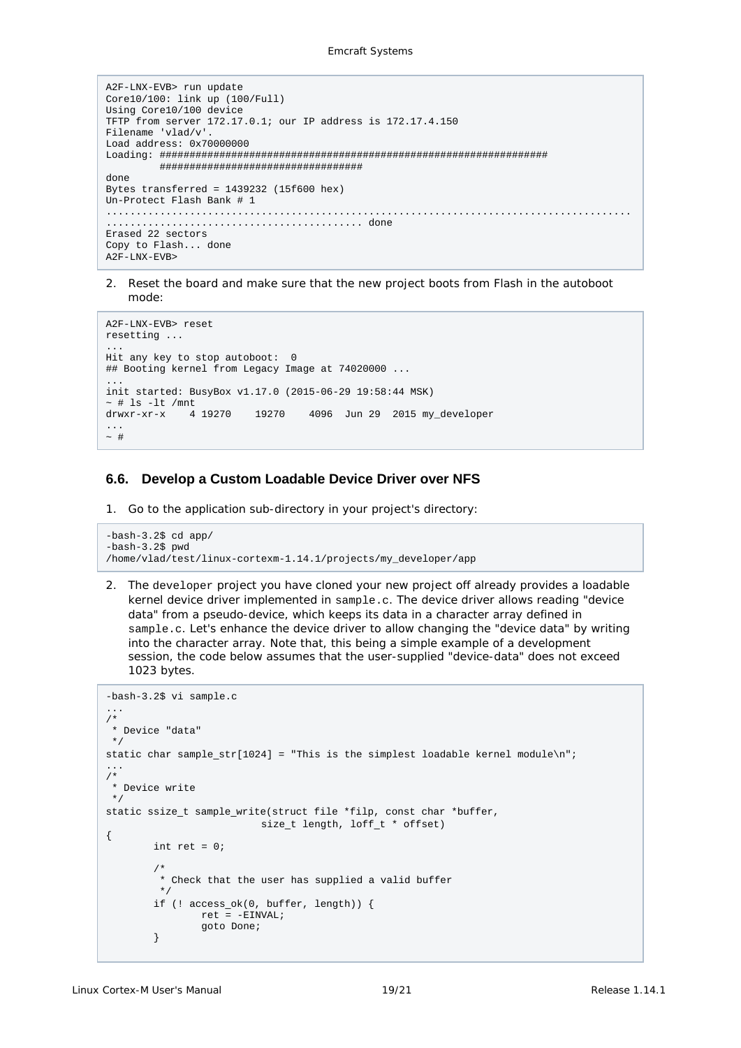```
A2F-LNX-EVB> run update
Core10/100: link up (100/Full)
Using Core10/100 device
TFTP from server 172.17.0.1; our IP address is 172.17.4.150
Filename 'vlad/v'.
Load address: 0x70000000
Loading: #################################################################
         ##################################
done
Bytes transferred = 1439232 (15f600 hex)
Un-Protect Flash Bank # 1
.....................................................................................
........................................... done
Erased 22 sectors
Copy to Flash... done
A2F-LNX-EVB>
```

2. Reset the board and make sure that the new project boots from Flash in the autoboot mode:

```
A2F-LNX-EVB> reset
resetting ...
...
Hit any key to stop autoboot:  0
## Booting kernel from Legacy Image at 74020000 ...
...
init started: BusyBox v1.17.0 (2015-06-29 19:58:44 MSK)
~ # ls -lt /mnt
drwxr-xr-x    4 19270    19270    4096  Jun 29  2015 my_developer
...
~ #
```

## 6.6. Develop a Custom Loadable Device Driver over NFS

1. Go to the application sub-directory in your project's directory:

```
-bash-3.2$ cd app/
-bash-3.2$ pwd
/home/vlad/test/linux-cortexm-1.14.1/projects/my_developer/app
```

2. The `developer` project you have cloned your new project off already provides a loadable kernel device driver implemented in `sample.c`. The device driver allows reading "device data" from a pseudo-device, which keeps its data in a character array defined in `sample.c`. Let's enhance the device driver to allow changing the "device data" by writing into the character array. Note that, this being a simple example of a development session, the code below assumes that the user-supplied "device-data" does not exceed 1023 bytes.

```
-bash-3.2$ vi sample.c
...
/*
 * Device "data"
 */
static char sample_str[1024] = "This is the simplest loadable kernel module\n";
...
/*
 * Device write
 */
static ssize_t sample_write(struct file *filp, const char *buffer,
                          size_t length, loff_t * offset)
{
        int ret = 0;

        /*
         * Check that the user has supplied a valid buffer
         */
        if (! access_ok(0, buffer, length)) {
                ret = -EINVAL;
                goto Done;
        }
```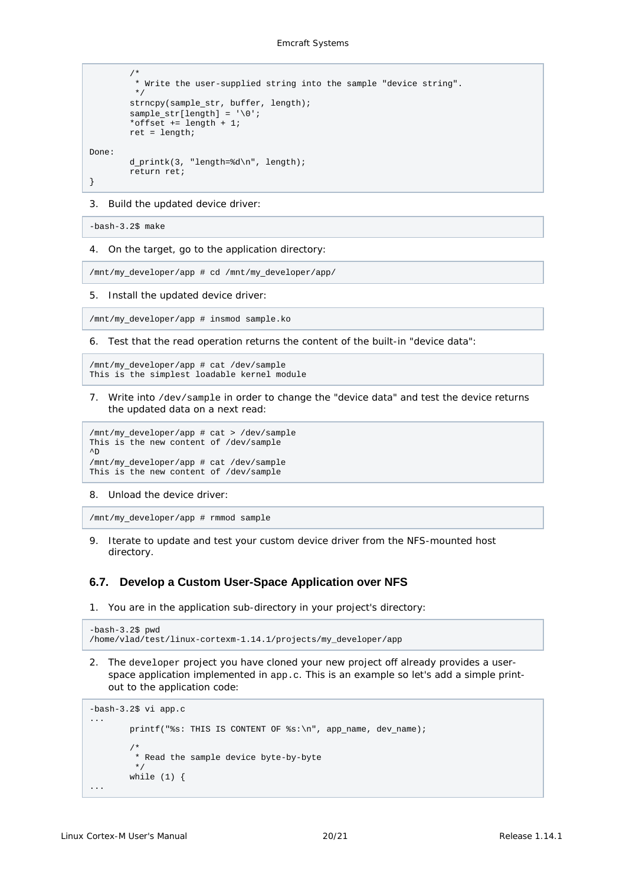```
        /*
         * Write the user-supplied string into the sample "device string".
         */
        strncpy(sample_str, buffer, length);
        sample_str[length] = '\0';
        *offset += length + 1;
        ret = length;

Done:
        d_printk(3, "length=%d\n", length);
        return ret;
}
```

3. Build the updated device driver:

```
-bash-3.2$ make
```

4. On the target, go to the application directory:

```
/mnt/my_developer/app # cd /mnt/my_developer/app/
```

5. Install the updated device driver:

```
/mnt/my_developer/app # insmod sample.ko
```

6. Test that the read operation returns the content of the built-in "device data":

```
/mnt/my_developer/app # cat /dev/sample
This is the simplest loadable kernel module
```

7. Write into `/dev/sample` in order to change the "device data" and test the device returns the updated data on a next read:

```
/mnt/my_developer/app # cat > /dev/sample
This is the new content of /dev/sample
^D
/mnt/my_developer/app # cat /dev/sample
This is the new content of /dev/sample
```

8. Unload the device driver:

```
/mnt/my_developer/app # rmmod sample
```

9. Iterate to update and test your custom device driver from the NFS-mounted host directory.

## 6.7. Develop a Custom User-Space Application over NFS

1. You are in the application sub-directory in your project's directory:

```
-bash-3.2$ pwd
/home/vlad/test/linux-cortexm-1.14.1/projects/my_developer/app
```

2. The `developer` project you have cloned your new project off already provides a user-space application implemented in `app.c`. This is an example so let's add a simple print-out to the application code:

```
-bash-3.2$ vi app.c
...
        printf("%s: THIS IS CONTENT OF %s:\n", app_name, dev_name);

        /*
         * Read the sample device byte-by-byte
         */
        while (1) {
...
```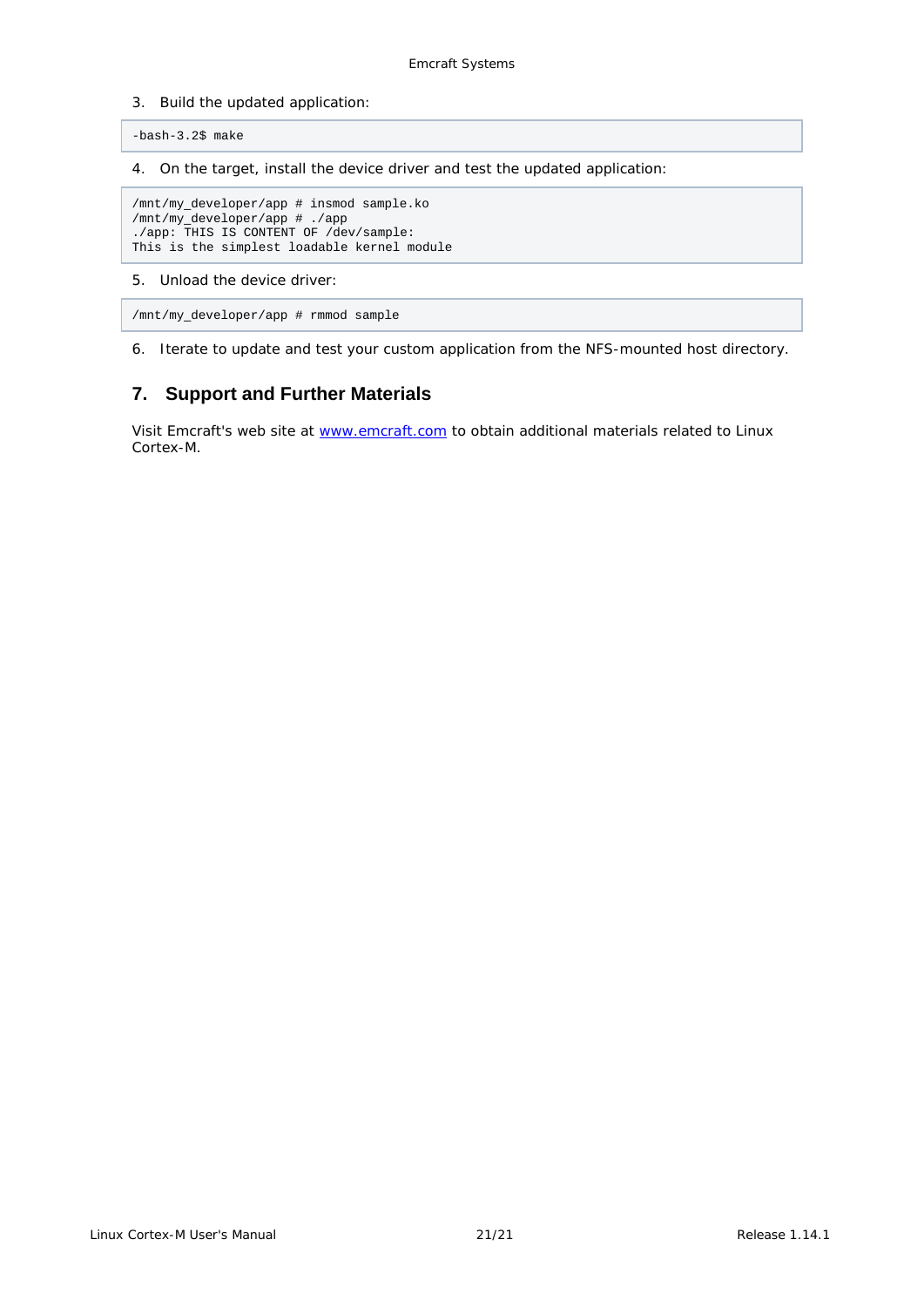3. Build the updated application:

```
-bash-3.2$ make
```

4. On the target, install the device driver and test the updated application:

```
/mnt/my_developer/app # insmod sample.ko
/mnt/my_developer/app # ./app
./app: THIS IS CONTENT OF /dev/sample:
This is the simplest loadable kernel module
```

5. Unload the device driver:

```
/mnt/my_developer/app # rmmod sample
```

6. Iterate to update and test your custom application from the NFS-mounted host directory.

## 7. Support and Further Materials

Visit Emcraft's web site at www.emcraft.com to obtain additional materials related to Linux Cortex-M.